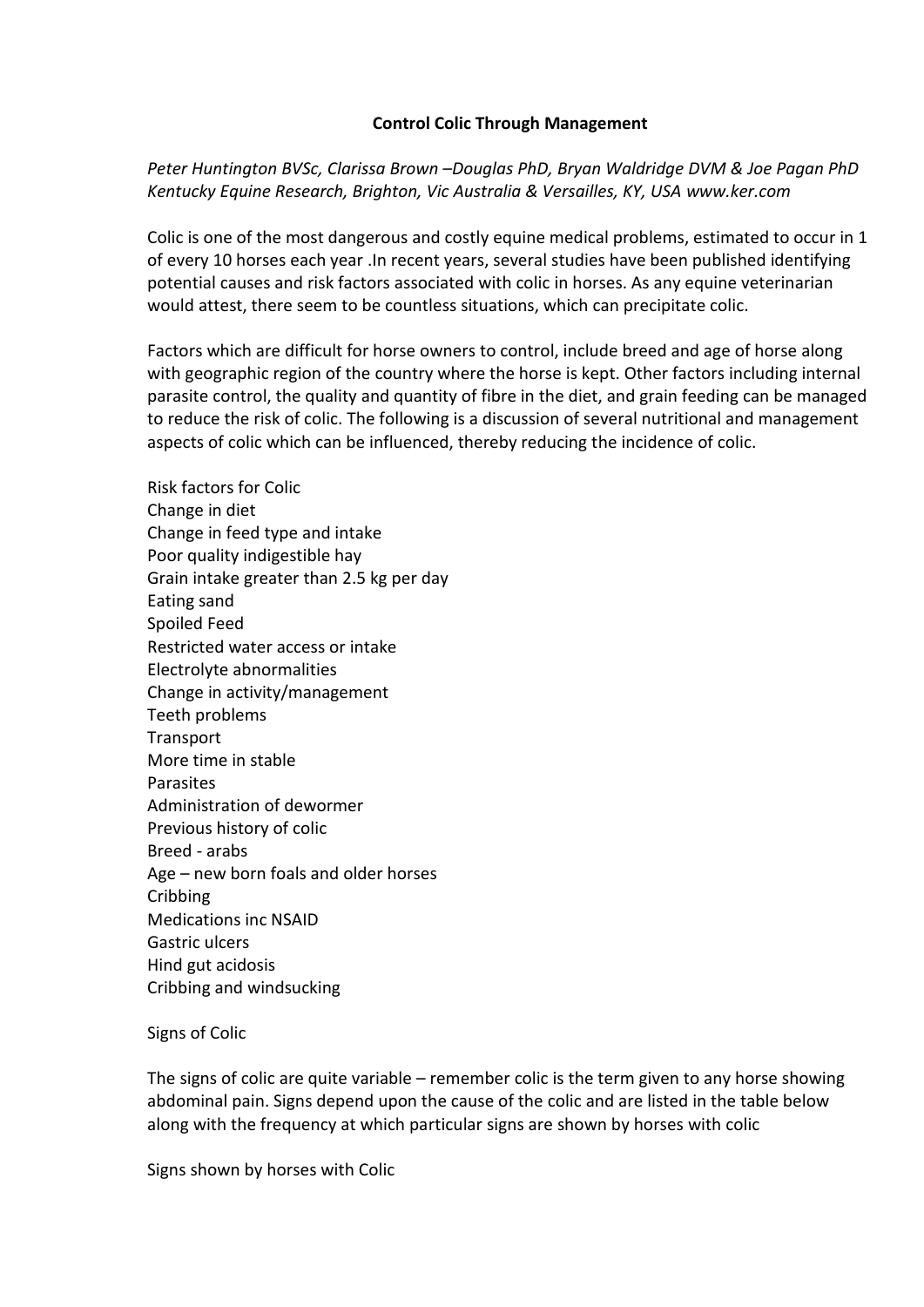**Control Colic Through Management**

*Peter Huntington BVSc, Clarissa Brown –Douglas PhD, Bryan Waldridge DVM & Joe Pagan PhD*
*Kentucky Equine Research, Brighton, Vic Australia & Versailles, KY, USA www.ker.com*

Colic is one of the most dangerous and costly equine medical problems, estimated to occur in 1 of every 10 horses each year .In recent years, several studies have been published identifying potential causes and risk factors associated with colic in horses. As any equine veterinarian would attest, there seem to be countless situations, which can precipitate colic.

Factors which are difficult for horse owners to control, include breed and age of horse along with geographic region of the country where the horse is kept. Other factors including internal parasite control, the quality and quantity of fibre in the diet, and grain feeding can be managed to reduce the risk of colic. The following is a discussion of several nutritional and management aspects of colic which can be influenced, thereby reducing the incidence of colic.

Risk factors for Colic
Change in diet
Change in feed type and intake
Poor quality indigestible hay
Grain intake greater than 2.5 kg per day
Eating sand
Spoiled Feed
Restricted water access or intake
Electrolyte abnormalities
Change in activity/management
Teeth problems
Transport
More time in stable
Parasites
Administration of dewormer
Previous history of colic
Breed - arabs
Age – new born foals and older horses
Cribbing
Medications inc NSAID
Gastric ulcers
Hind gut acidosis
Cribbing and windsucking

Signs of Colic

The signs of colic are quite variable – remember colic is the term given to any horse showing abdominal pain. Signs depend upon the cause of the colic and are listed in the table below along with the frequency at which particular signs are shown by horses with colic

Signs shown by horses with Colic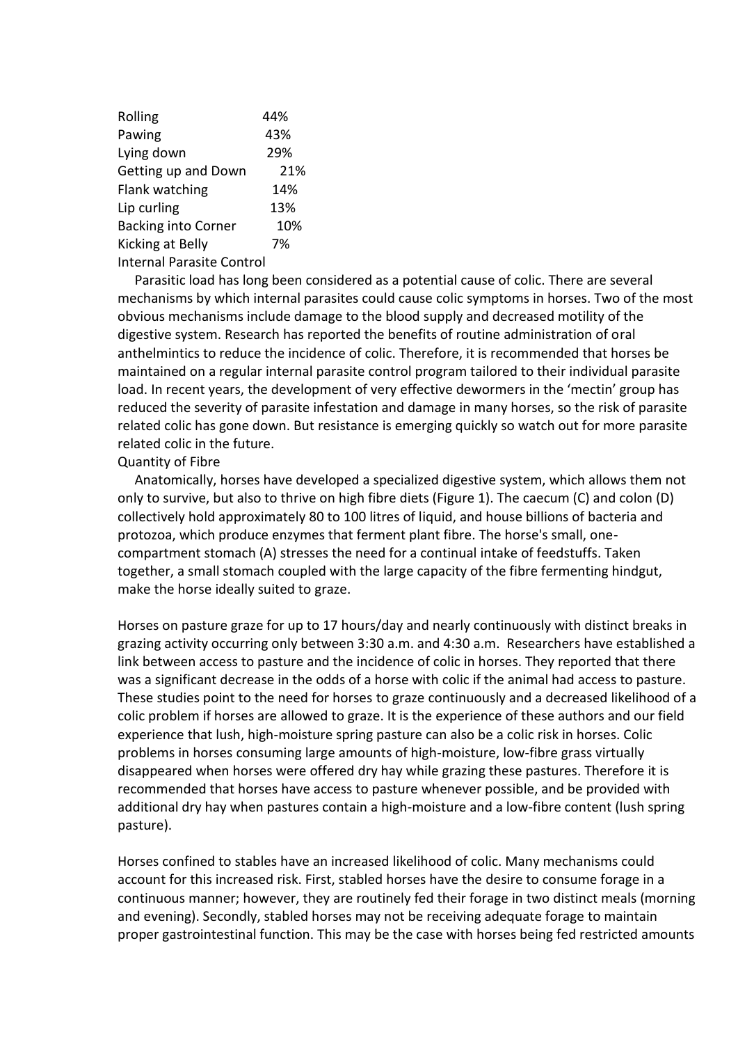| | |
|---|---|
| Rolling | 44% |
| Pawing | 43% |
| Lying down | 29% |
| Getting up and Down | 21% |
| Flank watching | 14% |
| Lip curling | 13% |
| Backing into Corner | 10% |
| Kicking at Belly | 7% |

## Internal Parasite Control

Parasitic load has long been considered as a potential cause of colic. There are several mechanisms by which internal parasites could cause colic symptoms in horses. Two of the most obvious mechanisms include damage to the blood supply and decreased motility of the digestive system. Research has reported the benefits of routine administration of oral anthelmintics to reduce the incidence of colic. Therefore, it is recommended that horses be maintained on a regular internal parasite control program tailored to their individual parasite load. In recent years, the development of very effective dewormers in the 'mectin' group has reduced the severity of parasite infestation and damage in many horses, so the risk of parasite related colic has gone down. But resistance is emerging quickly so watch out for more parasite related colic in the future.

## Quantity of Fibre

Anatomically, horses have developed a specialized digestive system, which allows them not only to survive, but also to thrive on high fibre diets (Figure 1). The caecum (C) and colon (D) collectively hold approximately 80 to 100 litres of liquid, and house billions of bacteria and protozoa, which produce enzymes that ferment plant fibre. The horse's small, one-compartment stomach (A) stresses the need for a continual intake of feedstuffs. Taken together, a small stomach coupled with the large capacity of the fibre fermenting hindgut, make the horse ideally suited to graze.

Horses on pasture graze for up to 17 hours/day and nearly continuously with distinct breaks in grazing activity occurring only between 3:30 a.m. and 4:30 a.m. Researchers have established a link between access to pasture and the incidence of colic in horses. They reported that there was a significant decrease in the odds of a horse with colic if the animal had access to pasture. These studies point to the need for horses to graze continuously and a decreased likelihood of a colic problem if horses are allowed to graze. It is the experience of these authors and our field experience that lush, high-moisture spring pasture can also be a colic risk in horses. Colic problems in horses consuming large amounts of high-moisture, low-fibre grass virtually disappeared when horses were offered dry hay while grazing these pastures. Therefore it is recommended that horses have access to pasture whenever possible, and be provided with additional dry hay when pastures contain a high-moisture and a low-fibre content (lush spring pasture).

Horses confined to stables have an increased likelihood of colic. Many mechanisms could account for this increased risk. First, stabled horses have the desire to consume forage in a continuous manner; however, they are routinely fed their forage in two distinct meals (morning and evening). Secondly, stabled horses may not be receiving adequate forage to maintain proper gastrointestinal function. This may be the case with horses being fed restricted amounts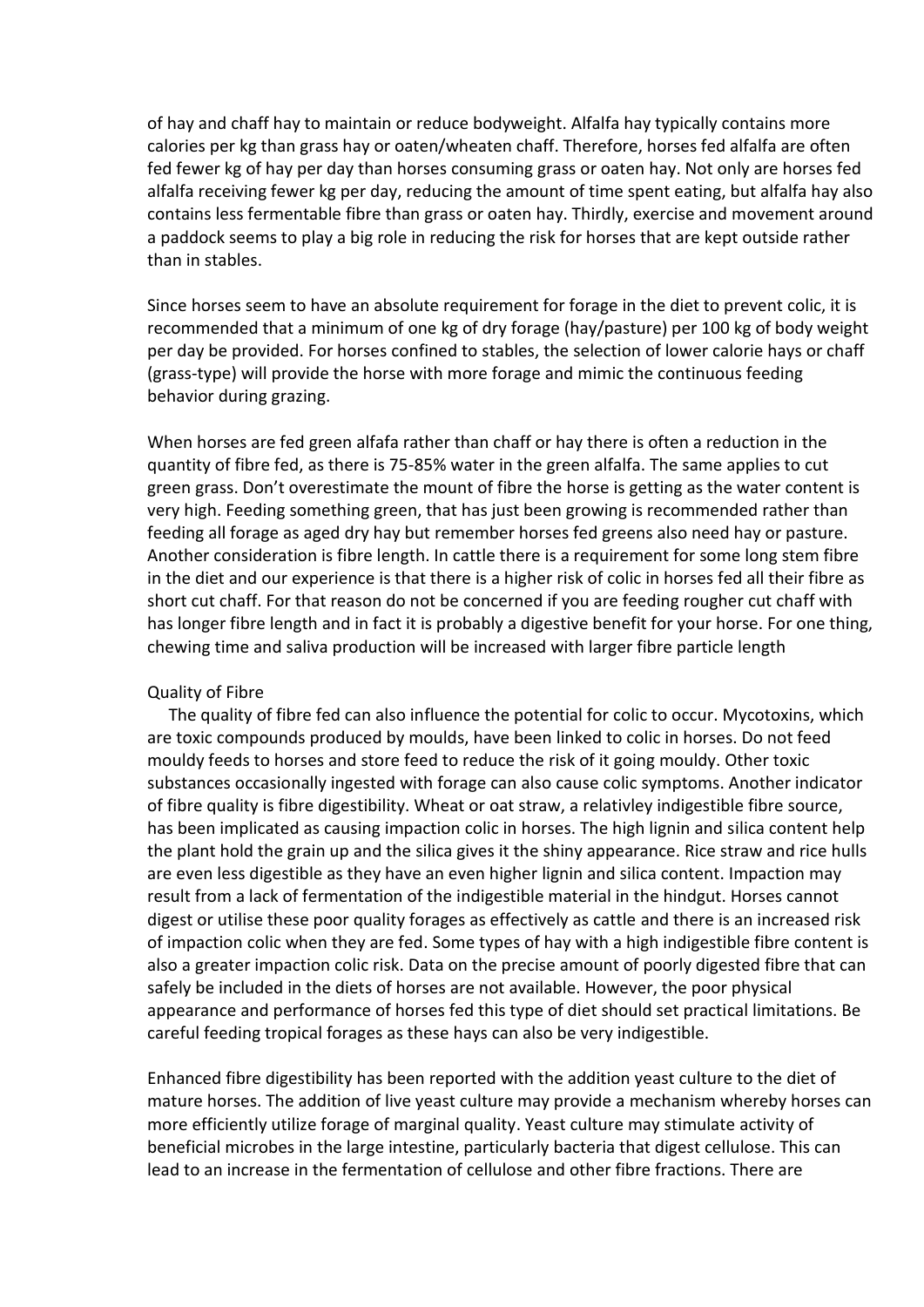of hay and chaff hay to maintain or reduce bodyweight. Alfalfa hay typically contains more calories per kg than grass hay or oaten/wheaten chaff. Therefore, horses fed alfalfa are often fed fewer kg of hay per day than horses consuming grass or oaten hay. Not only are horses fed alfalfa receiving fewer kg per day, reducing the amount of time spent eating, but alfalfa hay also contains less fermentable fibre than grass or oaten hay. Thirdly, exercise and movement around a paddock seems to play a big role in reducing the risk for horses that are kept outside rather than in stables.

Since horses seem to have an absolute requirement for forage in the diet to prevent colic, it is recommended that a minimum of one kg of dry forage (hay/pasture) per 100 kg of body weight per day be provided. For horses confined to stables, the selection of lower calorie hays or chaff (grass-type) will provide the horse with more forage and mimic the continuous feeding behavior during grazing.

When horses are fed green alfafa rather than chaff or hay there is often a reduction in the quantity of fibre fed, as there is 75-85% water in the green alfalfa. The same applies to cut green grass. Don't overestimate the mount of fibre the horse is getting as the water content is very high. Feeding something green, that has just been growing is recommended rather than feeding all forage as aged dry hay but remember horses fed greens also need hay or pasture. Another consideration is fibre length. In cattle there is a requirement for some long stem fibre in the diet and our experience is that there is a higher risk of colic in horses fed all their fibre as short cut chaff. For that reason do not be concerned if you are feeding rougher cut chaff with has longer fibre length and in fact it is probably a digestive benefit for your horse. For one thing, chewing time and saliva production will be increased with larger fibre particle length

## Quality of Fibre

The quality of fibre fed can also influence the potential for colic to occur. Mycotoxins, which are toxic compounds produced by moulds, have been linked to colic in horses. Do not feed mouldy feeds to horses and store feed to reduce the risk of it going mouldy. Other toxic substances occasionally ingested with forage can also cause colic symptoms. Another indicator of fibre quality is fibre digestibility. Wheat or oat straw, a relativley indigestible fibre source, has been implicated as causing impaction colic in horses. The high lignin and silica content help the plant hold the grain up and the silica gives it the shiny appearance. Rice straw and rice hulls are even less digestible as they have an even higher lignin and silica content. Impaction may result from a lack of fermentation of the indigestible material in the hindgut. Horses cannot digest or utilise these poor quality forages as effectively as cattle and there is an increased risk of impaction colic when they are fed. Some types of hay with a high indigestible fibre content is also a greater impaction colic risk. Data on the precise amount of poorly digested fibre that can safely be included in the diets of horses are not available. However, the poor physical appearance and performance of horses fed this type of diet should set practical limitations. Be careful feeding tropical forages as these hays can also be very indigestible.

Enhanced fibre digestibility has been reported with the addition yeast culture to the diet of mature horses. The addition of live yeast culture may provide a mechanism whereby horses can more efficiently utilize forage of marginal quality. Yeast culture may stimulate activity of beneficial microbes in the large intestine, particularly bacteria that digest cellulose. This can lead to an increase in the fermentation of cellulose and other fibre fractions. There are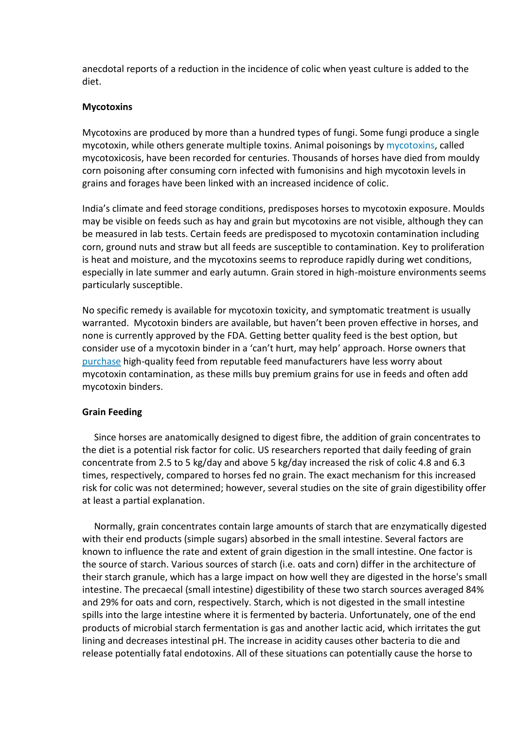anecdotal reports of a reduction in the incidence of colic when yeast culture is added to the diet.

**Mycotoxins**

Mycotoxins are produced by more than a hundred types of fungi. Some fungi produce a single mycotoxin, while others generate multiple toxins. Animal poisonings by mycotoxins, called mycotoxicosis, have been recorded for centuries. Thousands of horses have died from mouldy corn poisoning after consuming corn infected with fumonisins and high mycotoxin levels in grains and forages have been linked with an increased incidence of colic.

India's climate and feed storage conditions, predisposes horses to mycotoxin exposure. Moulds may be visible on feeds such as hay and grain but mycotoxins are not visible, although they can be measured in lab tests. Certain feeds are predisposed to mycotoxin contamination including corn, ground nuts and straw but all feeds are susceptible to contamination. Key to proliferation is heat and moisture, and the mycotoxins seems to reproduce rapidly during wet conditions, especially in late summer and early autumn. Grain stored in high-moisture environments seems particularly susceptible.

No specific remedy is available for mycotoxin toxicity, and symptomatic treatment is usually warranted. Mycotoxin binders are available, but haven't been proven effective in horses, and none is currently approved by the FDA. Getting better quality feed is the best option, but consider use of a mycotoxin binder in a 'can't hurt, may help' approach. Horse owners that purchase high-quality feed from reputable feed manufacturers have less worry about mycotoxin contamination, as these mills buy premium grains for use in feeds and often add mycotoxin binders.

**Grain Feeding**

Since horses are anatomically designed to digest fibre, the addition of grain concentrates to the diet is a potential risk factor for colic. US researchers reported that daily feeding of grain concentrate from 2.5 to 5 kg/day and above 5 kg/day increased the risk of colic 4.8 and 6.3 times, respectively, compared to horses fed no grain. The exact mechanism for this increased risk for colic was not determined; however, several studies on the site of grain digestibility offer at least a partial explanation.

Normally, grain concentrates contain large amounts of starch that are enzymatically digested with their end products (simple sugars) absorbed in the small intestine. Several factors are known to influence the rate and extent of grain digestion in the small intestine. One factor is the source of starch. Various sources of starch (i.e. oats and corn) differ in the architecture of their starch granule, which has a large impact on how well they are digested in the horse's small intestine. The precaecal (small intestine) digestibility of these two starch sources averaged 84% and 29% for oats and corn, respectively. Starch, which is not digested in the small intestine spills into the large intestine where it is fermented by bacteria. Unfortunately, one of the end products of microbial starch fermentation is gas and another lactic acid, which irritates the gut lining and decreases intestinal pH. The increase in acidity causes other bacteria to die and release potentially fatal endotoxins. All of these situations can potentially cause the horse to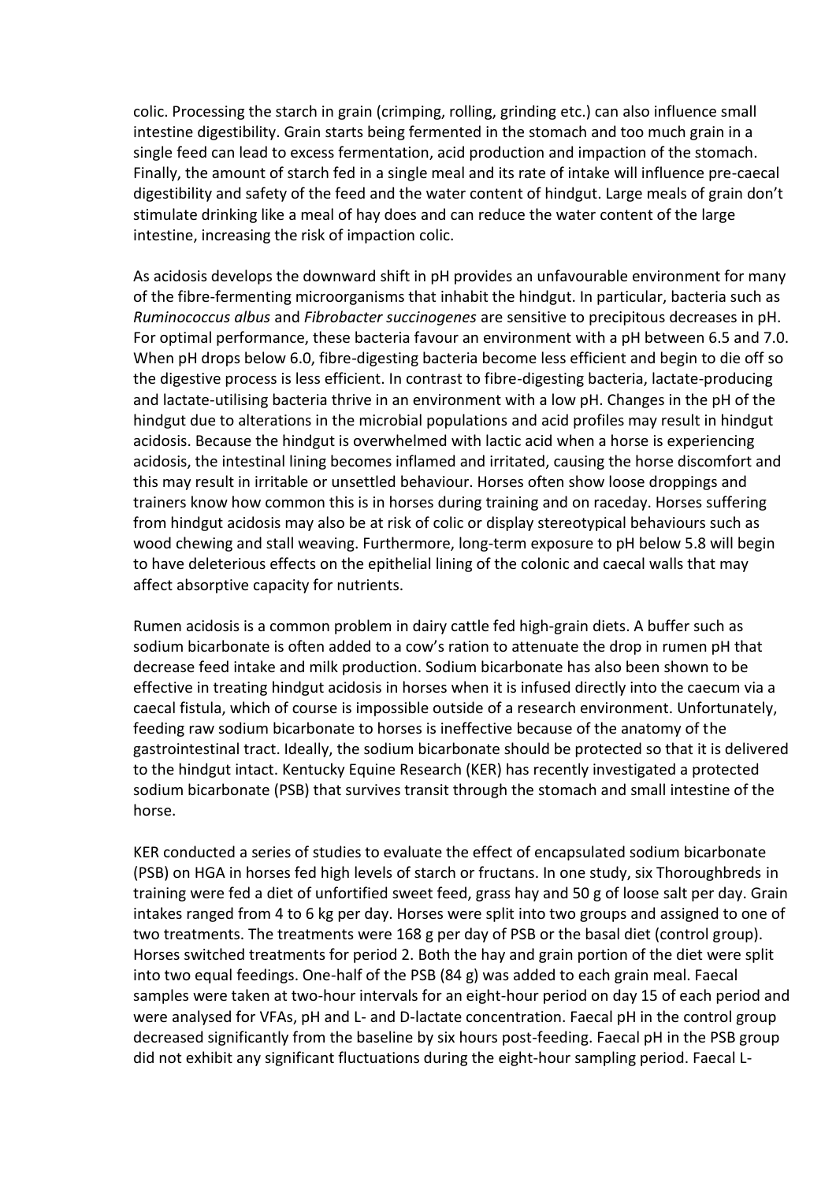colic. Processing the starch in grain (crimping, rolling, grinding etc.) can also influence small intestine digestibility. Grain starts being fermented in the stomach and too much grain in a single feed can lead to excess fermentation, acid production and impaction of the stomach. Finally, the amount of starch fed in a single meal and its rate of intake will influence pre-caecal digestibility and safety of the feed and the water content of hindgut. Large meals of grain don't stimulate drinking like a meal of hay does and can reduce the water content of the large intestine, increasing the risk of impaction colic.

As acidosis develops the downward shift in pH provides an unfavourable environment for many of the fibre-fermenting microorganisms that inhabit the hindgut. In particular, bacteria such as *Ruminococcus albus* and *Fibrobacter succinogenes* are sensitive to precipitous decreases in pH. For optimal performance, these bacteria favour an environment with a pH between 6.5 and 7.0. When pH drops below 6.0, fibre-digesting bacteria become less efficient and begin to die off so the digestive process is less efficient. In contrast to fibre-digesting bacteria, lactate-producing and lactate-utilising bacteria thrive in an environment with a low pH. Changes in the pH of the hindgut due to alterations in the microbial populations and acid profiles may result in hindgut acidosis. Because the hindgut is overwhelmed with lactic acid when a horse is experiencing acidosis, the intestinal lining becomes inflamed and irritated, causing the horse discomfort and this may result in irritable or unsettled behaviour. Horses often show loose droppings and trainers know how common this is in horses during training and on raceday. Horses suffering from hindgut acidosis may also be at risk of colic or display stereotypical behaviours such as wood chewing and stall weaving. Furthermore, long-term exposure to pH below 5.8 will begin to have deleterious effects on the epithelial lining of the colonic and caecal walls that may affect absorptive capacity for nutrients.

Rumen acidosis is a common problem in dairy cattle fed high-grain diets. A buffer such as sodium bicarbonate is often added to a cow's ration to attenuate the drop in rumen pH that decrease feed intake and milk production. Sodium bicarbonate has also been shown to be effective in treating hindgut acidosis in horses when it is infused directly into the caecum via a caecal fistula, which of course is impossible outside of a research environment. Unfortunately, feeding raw sodium bicarbonate to horses is ineffective because of the anatomy of the gastrointestinal tract. Ideally, the sodium bicarbonate should be protected so that it is delivered to the hindgut intact. Kentucky Equine Research (KER) has recently investigated a protected sodium bicarbonate (PSB) that survives transit through the stomach and small intestine of the horse.

KER conducted a series of studies to evaluate the effect of encapsulated sodium bicarbonate (PSB) on HGA in horses fed high levels of starch or fructans. In one study, six Thoroughbreds in training were fed a diet of unfortified sweet feed, grass hay and 50 g of loose salt per day. Grain intakes ranged from 4 to 6 kg per day. Horses were split into two groups and assigned to one of two treatments. The treatments were 168 g per day of PSB or the basal diet (control group). Horses switched treatments for period 2. Both the hay and grain portion of the diet were split into two equal feedings. One-half of the PSB (84 g) was added to each grain meal. Faecal samples were taken at two-hour intervals for an eight-hour period on day 15 of each period and were analysed for VFAs, pH and L- and D-lactate concentration. Faecal pH in the control group decreased significantly from the baseline by six hours post-feeding. Faecal pH in the PSB group did not exhibit any significant fluctuations during the eight-hour sampling period. Faecal L-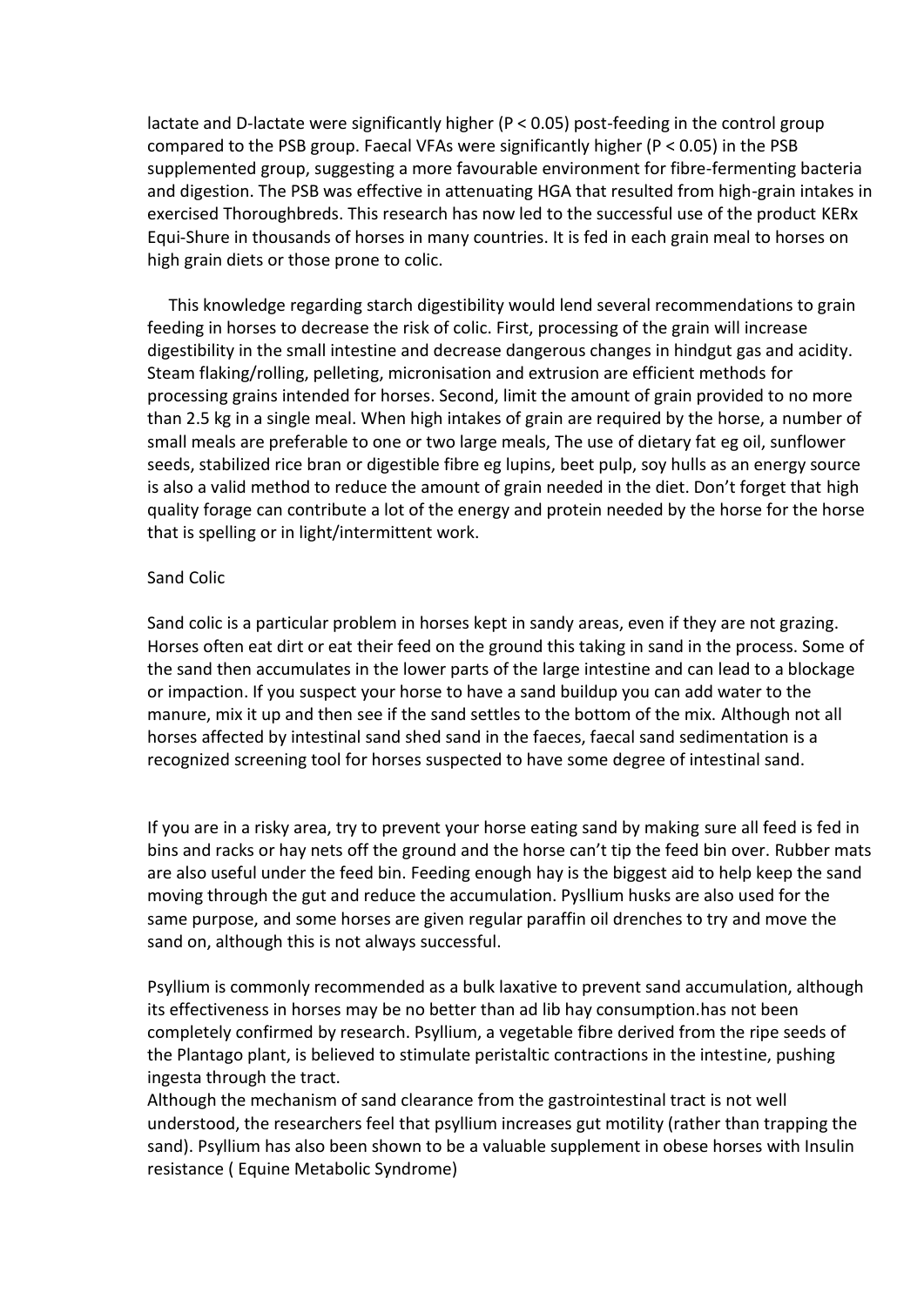lactate and D-lactate were significantly higher ($P < 0.05$) post-feeding in the control group compared to the PSB group. Faecal VFAs were significantly higher ($P < 0.05$) in the PSB supplemented group, suggesting a more favourable environment for fibre-fermenting bacteria and digestion. The PSB was effective in attenuating HGA that resulted from high-grain intakes in exercised Thoroughbreds. This research has now led to the successful use of the product KERx Equi-Shure in thousands of horses in many countries. It is fed in each grain meal to horses on high grain diets or those prone to colic.

This knowledge regarding starch digestibility would lend several recommendations to grain feeding in horses to decrease the risk of colic. First, processing of the grain will increase digestibility in the small intestine and decrease dangerous changes in hindgut gas and acidity. Steam flaking/rolling, pelleting, micronisation and extrusion are efficient methods for processing grains intended for horses. Second, limit the amount of grain provided to no more than 2.5 kg in a single meal. When high intakes of grain are required by the horse, a number of small meals are preferable to one or two large meals, The use of dietary fat eg oil, sunflower seeds, stabilized rice bran or digestible fibre eg lupins, beet pulp, soy hulls as an energy source is also a valid method to reduce the amount of grain needed in the diet. Don't forget that high quality forage can contribute a lot of the energy and protein needed by the horse for the horse that is spelling or in light/intermittent work.

## Sand Colic

Sand colic is a particular problem in horses kept in sandy areas, even if they are not grazing. Horses often eat dirt or eat their feed on the ground this taking in sand in the process. Some of the sand then accumulates in the lower parts of the large intestine and can lead to a blockage or impaction. If you suspect your horse to have a sand buildup you can add water to the manure, mix it up and then see if the sand settles to the bottom of the mix. Although not all horses affected by intestinal sand shed sand in the faeces, faecal sand sedimentation is a recognized screening tool for horses suspected to have some degree of intestinal sand.

If you are in a risky area, try to prevent your horse eating sand by making sure all feed is fed in bins and racks or hay nets off the ground and the horse can't tip the feed bin over. Rubber mats are also useful under the feed bin. Feeding enough hay is the biggest aid to help keep the sand moving through the gut and reduce the accumulation. Pysllium husks are also used for the same purpose, and some horses are given regular paraffin oil drenches to try and move the sand on, although this is not always successful.

Psyllium is commonly recommended as a bulk laxative to prevent sand accumulation, although its effectiveness in horses may be no better than ad lib hay consumption.has not been completely confirmed by research. Psyllium, a vegetable fibre derived from the ripe seeds of the Plantago plant, is believed to stimulate peristaltic contractions in the intestine, pushing ingesta through the tract.
Although the mechanism of sand clearance from the gastrointestinal tract is not well understood, the researchers feel that psyllium increases gut motility (rather than trapping the sand). Psyllium has also been shown to be a valuable supplement in obese horses with Insulin resistance ( Equine Metabolic Syndrome)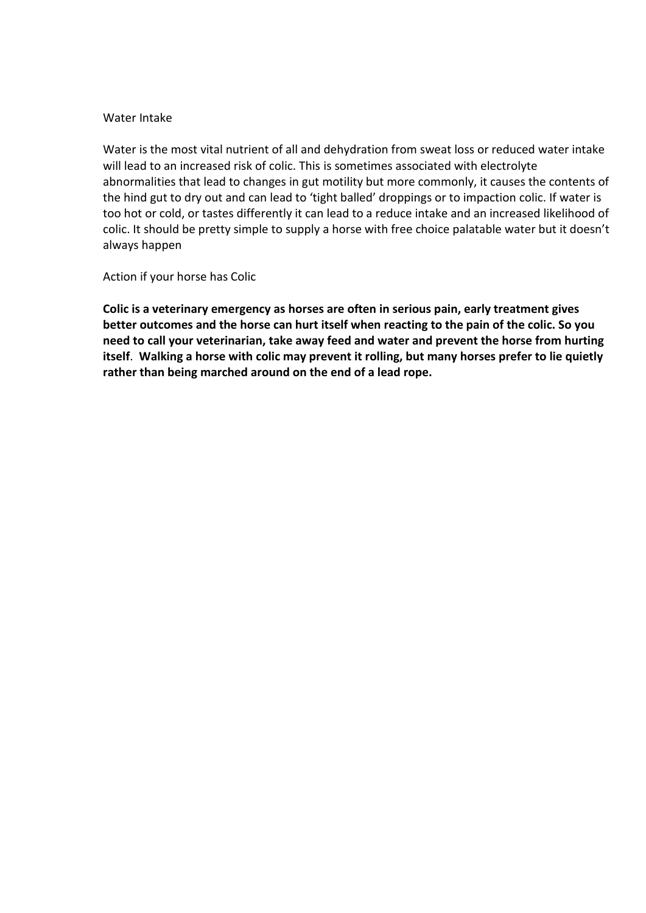## Water Intake

Water is the most vital nutrient of all and dehydration from sweat loss or reduced water intake will lead to an increased risk of colic. This is sometimes associated with electrolyte abnormalities that lead to changes in gut motility but more commonly, it causes the contents of the hind gut to dry out and can lead to 'tight balled' droppings or to impaction colic. If water is too hot or cold, or tastes differently it can lead to a reduce intake and an increased likelihood of colic. It should be pretty simple to supply a horse with free choice palatable water but it doesn't always happen

## Action if your horse has Colic

**Colic is a veterinary emergency as horses are often in serious pain, early treatment gives better outcomes and the horse can hurt itself when reacting to the pain of the colic. So you need to call your veterinarian, take away feed and water and prevent the horse from hurting itself**. **Walking a horse with colic may prevent it rolling, but many horses prefer to lie quietly rather than being marched around on the end of a lead rope.**